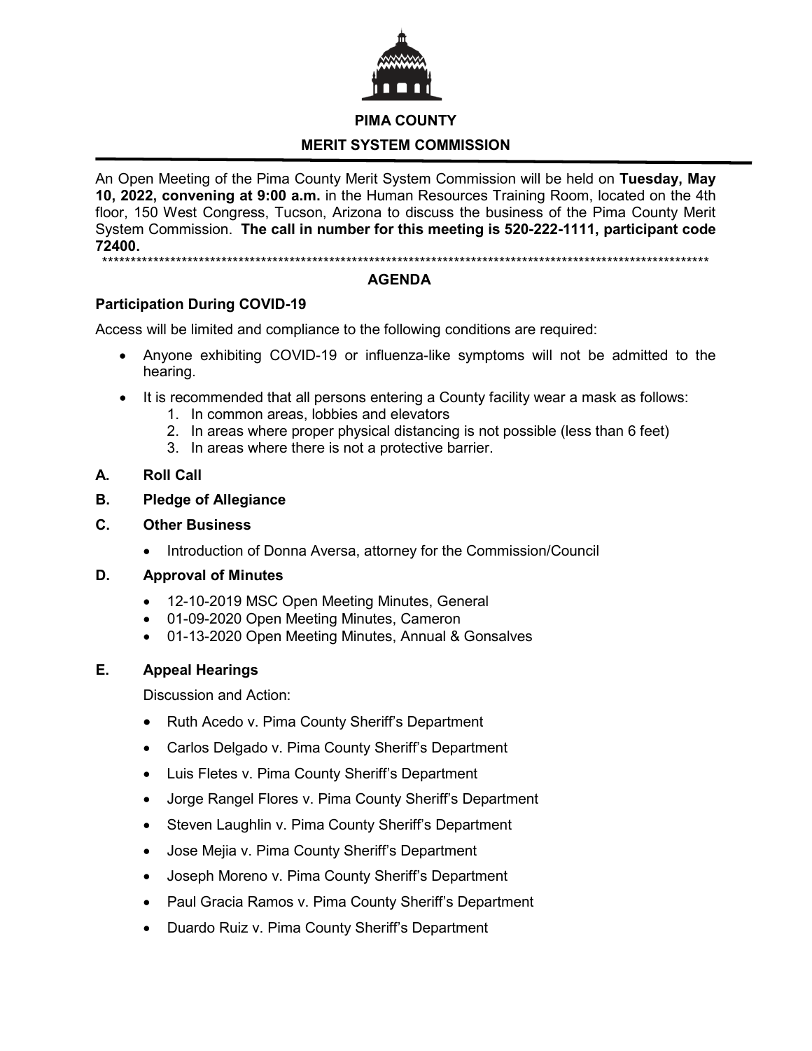# PIMA COUNTY

## MERIT SYSTEM COMMISSION

An Open Meeting of the Pima County Merit System Commission will be held on **Tuesday, May 10, 2022, convening at 9:00 a.m.** in the Human Resources Training Room, located on the 4th floor, 150 West Congress, Tucson, Arizona to discuss the business of the Pima County Merit System Commission. **The call in number for this meeting is 520-222-1111, participant code 72400.**

***

## AGENDA

### Participation During COVID-19

Access will be limited and compliance to the following conditions are required:

- Anyone exhibiting COVID-19 or influenza-like symptoms will not be admitted to the hearing.
- It is recommended that all persons entering a County facility wear a mask as follows:
  1. In common areas, lobbies and elevators
  2. In areas where proper physical distancing is not possible (less than 6 feet)
  3. In areas where there is not a protective barrier.

**A. Roll Call**

**B. Pledge of Allegiance**

**C. Other Business**

- Introduction of Donna Aversa, attorney for the Commission/Council

**D. Approval of Minutes**

- 12-10-2019 MSC Open Meeting Minutes, General
- 01-09-2020 Open Meeting Minutes, Cameron
- 01-13-2020 Open Meeting Minutes, Annual & Gonsalves

**E. Appeal Hearings**

Discussion and Action:

- Ruth Acedo v. Pima County Sheriff's Department
- Carlos Delgado v. Pima County Sheriff's Department
- Luis Fletes v. Pima County Sheriff's Department
- Jorge Rangel Flores v. Pima County Sheriff's Department
- Steven Laughlin v. Pima County Sheriff's Department
- Jose Mejia v. Pima County Sheriff's Department
- Joseph Moreno v. Pima County Sheriff's Department
- Paul Gracia Ramos v. Pima County Sheriff's Department
- Duardo Ruiz v. Pima County Sheriff's Department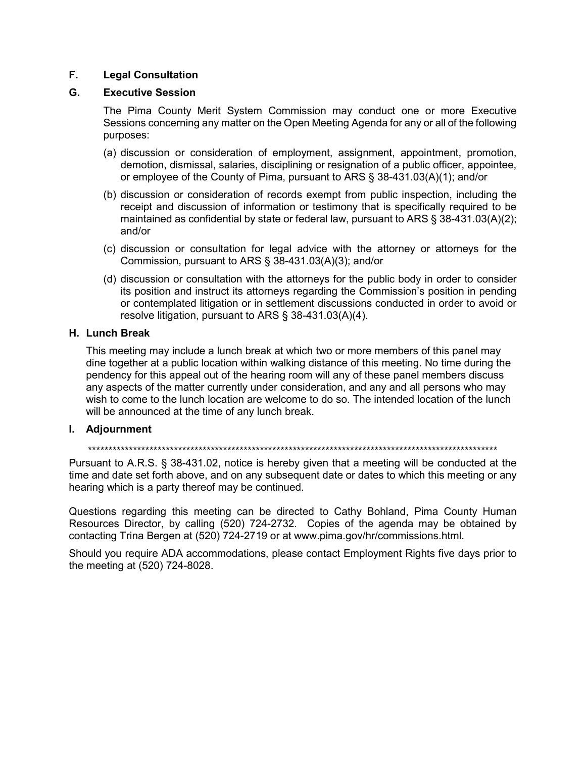### F. Legal Consultation

### G. Executive Session

The Pima County Merit System Commission may conduct one or more Executive Sessions concerning any matter on the Open Meeting Agenda for any or all of the following purposes:

(a) discussion or consideration of employment, assignment, appointment, promotion, demotion, dismissal, salaries, disciplining or resignation of a public officer, appointee, or employee of the County of Pima, pursuant to ARS § 38-431.03(A)(1); and/or

(b) discussion or consideration of records exempt from public inspection, including the receipt and discussion of information or testimony that is specifically required to be maintained as confidential by state or federal law, pursuant to ARS § 38-431.03(A)(2); and/or

(c) discussion or consultation for legal advice with the attorney or attorneys for the Commission, pursuant to ARS § 38-431.03(A)(3); and/or

(d) discussion or consultation with the attorneys for the public body in order to consider its position and instruct its attorneys regarding the Commission's position in pending or contemplated litigation or in settlement discussions conducted in order to avoid or resolve litigation, pursuant to ARS § 38-431.03(A)(4).

### H. Lunch Break

This meeting may include a lunch break at which two or more members of this panel may dine together at a public location within walking distance of this meeting. No time during the pendency for this appeal out of the hearing room will any of these panel members discuss any aspects of the matter currently under consideration, and any and all persons who may wish to come to the lunch location are welcome to do so. The intended location of the lunch will be announced at the time of any lunch break.

### I. Adjournment

*************************************************************************************************************

Pursuant to A.R.S. § 38-431.02, notice is hereby given that a meeting will be conducted at the time and date set forth above, and on any subsequent date or dates to which this meeting or any hearing which is a party thereof may be continued.

Questions regarding this meeting can be directed to Cathy Bohland, Pima County Human Resources Director, by calling (520) 724-2732. Copies of the agenda may be obtained by contacting Trina Bergen at (520) 724-2719 or at www.pima.gov/hr/commissions.html.

Should you require ADA accommodations, please contact Employment Rights five days prior to the meeting at (520) 724-8028.